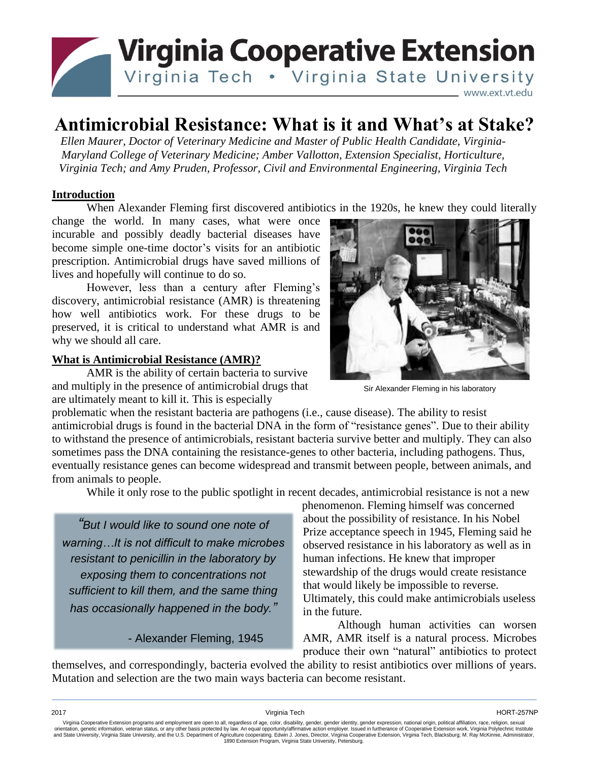# Antimicrobial Resistance: What is it and What's at Stake?

*Ellen Maurer, Doctor of Veterinary Medicine and Master of Public Health Candidate, Virginia-Maryland College of Veterinary Medicine; Amber Vallotton, Extension Specialist, Horticulture, Virginia Tech; and Amy Pruden, Professor, Civil and Environmental Engineering, Virginia Tech*

## Introduction

When Alexander Fleming first discovered antibiotics in the 1920s, he knew they could literally change the world. In many cases, what were once incurable and possibly deadly bacterial diseases have become simple one-time doctor's visits for an antibiotic prescription. Antimicrobial drugs have saved millions of lives and hopefully will continue to do so.

However, less than a century after Fleming's discovery, antimicrobial resistance (AMR) is threatening how well antibiotics work. For these drugs to be preserved, it is critical to understand what AMR is and why we should all care.

Sir Alexander Fleming in his laboratory

## What is Antimicrobial Resistance (AMR)?

AMR is the ability of certain bacteria to survive and multiply in the presence of antimicrobial drugs that are ultimately meant to kill it. This is especially problematic when the resistant bacteria are pathogens (i.e., cause disease). The ability to resist antimicrobial drugs is found in the bacterial DNA in the form of "resistance genes". Due to their ability to withstand the presence of antimicrobials, resistant bacteria survive better and multiply. They can also sometimes pass the DNA containing the resistance-genes to other bacteria, including pathogens. Thus, eventually resistance genes can become widespread and transmit between people, between animals, and from animals to people.

While it only rose to the public spotlight in recent decades, antimicrobial resistance is not a new phenomenon. Fleming himself was concerned about the possibility of resistance. In his Nobel Prize acceptance speech in 1945, Fleming said he observed resistance in his laboratory as well as in human infections. He knew that improper stewardship of the drugs would create resistance that would likely be impossible to reverse. Ultimately, this could make antimicrobials useless in the future.

> *"But I would like to sound one note of warning…It is not difficult to make microbes resistant to penicillin in the laboratory by exposing them to concentrations not sufficient to kill them, and the same thing has occasionally happened in the body."*
>
> \- Alexander Fleming, 1945

Although human activities can worsen AMR, AMR itself is a natural process. Microbes produce their own "natural" antibiotics to protect themselves, and correspondingly, bacteria evolved the ability to resist antibiotics over millions of years. Mutation and selection are the two main ways bacteria can become resistant.

2017 Virginia Tech HORT-257NP

Virginia Cooperative Extension programs and employment are open to all, regardless of age, color, disability, gender, gender identity, gender expression, national origin, political affiliation, race, religion, sexual orientation, genetic information, veteran status, or any other basis protected by law. An equal opportunity/affirmative action employer. Issued in furtherance of Cooperative Extension work, Virginia Polytechnic Institute and State University, Virginia State University, and the U.S. Department of Agriculture cooperating. Edwin J. Jones, Director, Virginia Cooperative Extension, Virginia Tech, Blacksburg; M. Ray McKinnie, Administrator, 1890 Extension Program, Virginia State University, Petersburg.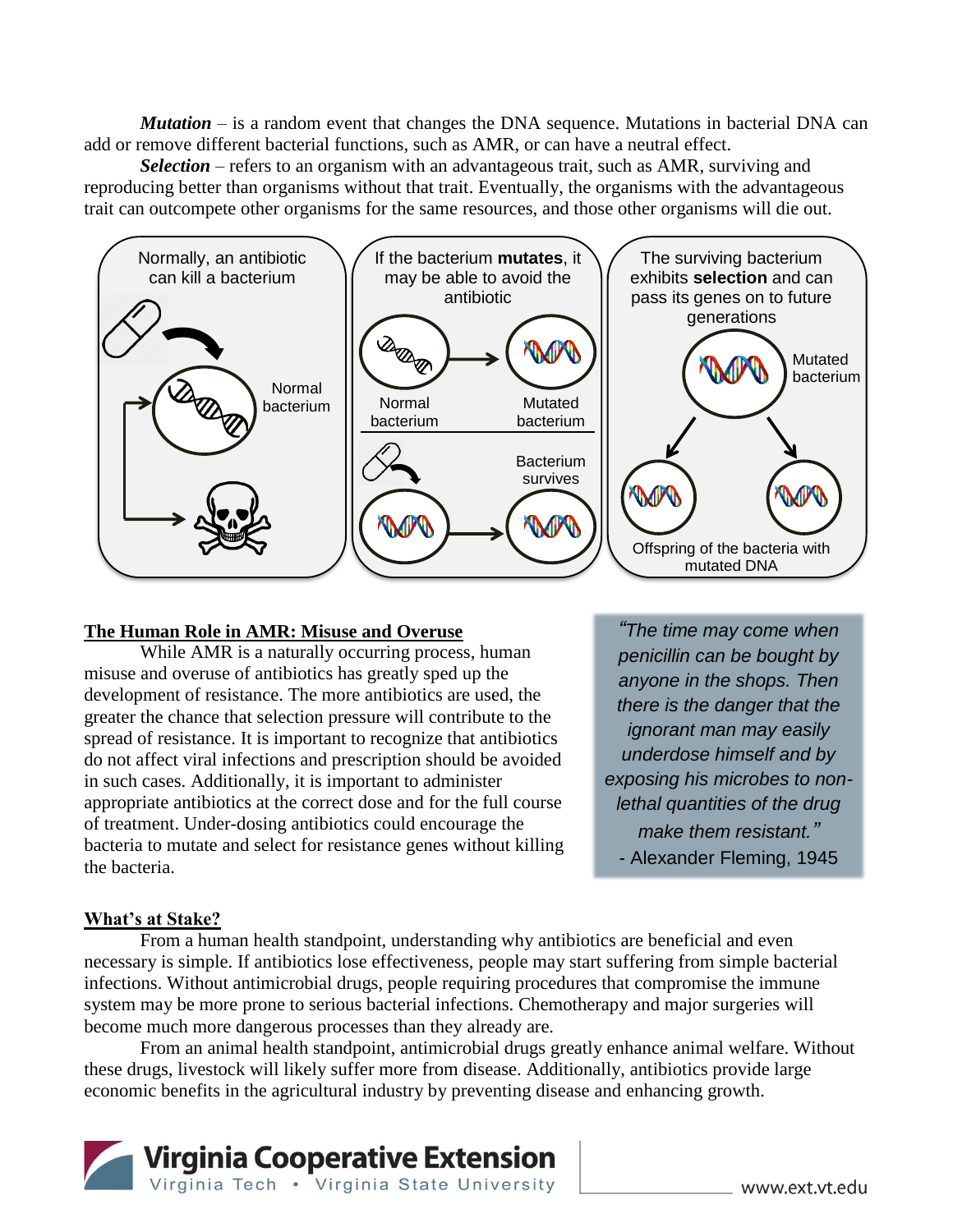***Mutation*** – is a random event that changes the DNA sequence. Mutations in bacterial DNA can add or remove different bacterial functions, such as AMR, or can have a neutral effect.

***Selection*** – refers to an organism with an advantageous trait, such as AMR, surviving and reproducing better than organisms without that trait. Eventually, the organisms with the advantageous trait can outcompete other organisms for the same resources, and those other organisms will die out.

Normally, an antibiotic can kill a bacterium

Normal bacterium

If the bacterium **mutates**, it may be able to avoid the antibiotic

Normal bacterium | Mutated bacterium

Bacterium survives

The surviving bacterium exhibits **selection** and can pass its genes on to future generations

Mutated bacterium

Offspring of the bacteria with mutated DNA

## The Human Role in AMR: Misuse and Overuse

While AMR is a naturally occurring process, human misuse and overuse of antibiotics has greatly sped up the development of resistance. The more antibiotics are used, the greater the chance that selection pressure will contribute to the spread of resistance. It is important to recognize that antibiotics do not affect viral infections and prescription should be avoided in such cases. Additionally, it is important to administer appropriate antibiotics at the correct dose and for the full course of treatment. Under-dosing antibiotics could encourage the bacteria to mutate and select for resistance genes without killing the bacteria.

> *"The time may come when penicillin can be bought by anyone in the shops. Then there is the danger that the ignorant man may easily underdose himself and by exposing his microbes to non-lethal quantities of the drug make them resistant."*
>
> \- Alexander Fleming, 1945

## What's at Stake?

From a human health standpoint, understanding why antibiotics are beneficial and even necessary is simple. If antibiotics lose effectiveness, people may start suffering from simple bacterial infections. Without antimicrobial drugs, people requiring procedures that compromise the immune system may be more prone to serious bacterial infections. Chemotherapy and major surgeries will become much more dangerous processes than they already are.

From an animal health standpoint, antimicrobial drugs greatly enhance animal welfare. Without these drugs, livestock will likely suffer more from disease. Additionally, antibiotics provide large economic benefits in the agricultural industry by preventing disease and enhancing growth.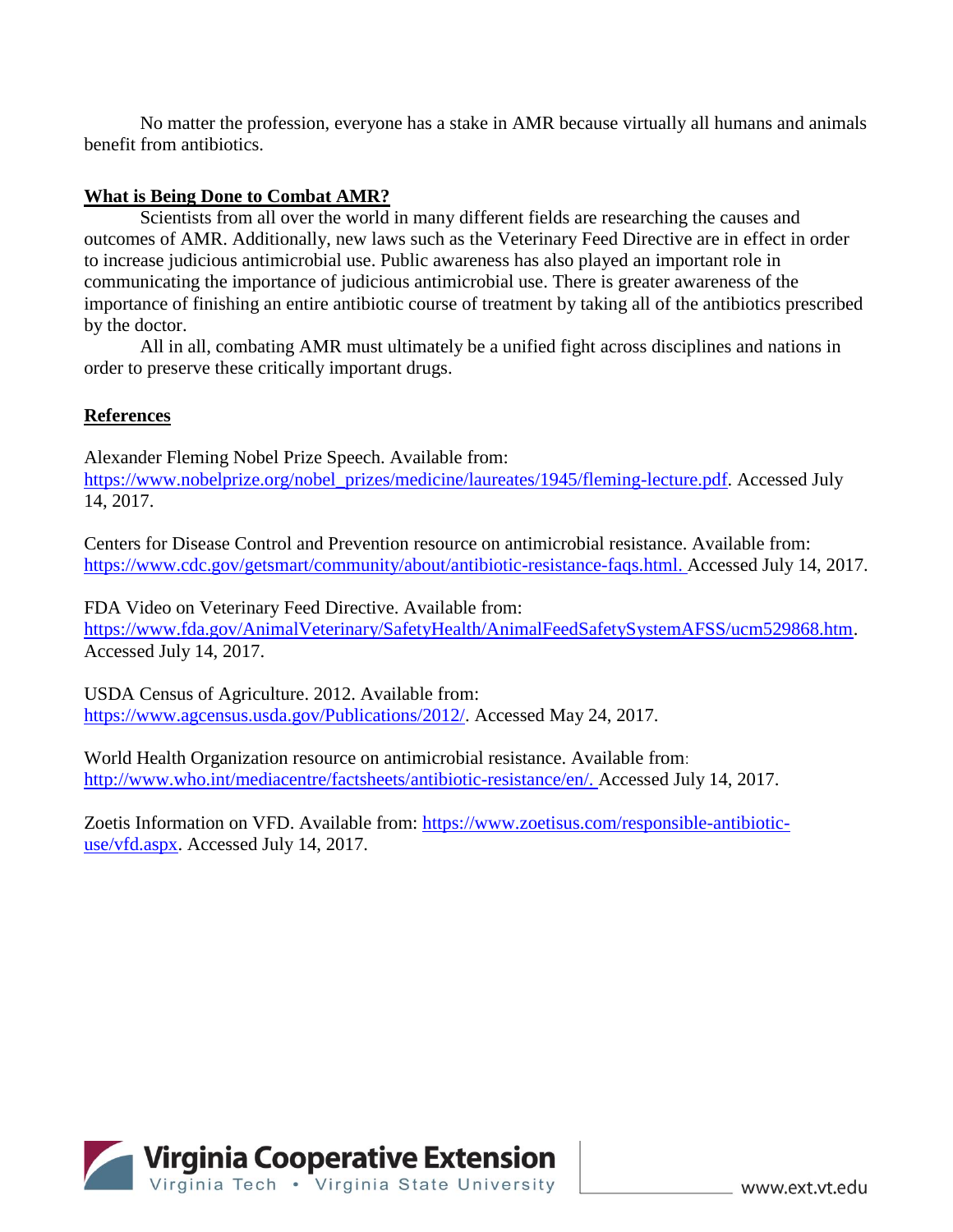No matter the profession, everyone has a stake in AMR because virtually all humans and animals benefit from antibiotics.

## What is Being Done to Combat AMR?

Scientists from all over the world in many different fields are researching the causes and outcomes of AMR. Additionally, new laws such as the Veterinary Feed Directive are in effect in order to increase judicious antimicrobial use. Public awareness has also played an important role in communicating the importance of judicious antimicrobial use. There is greater awareness of the importance of finishing an entire antibiotic course of treatment by taking all of the antibiotics prescribed by the doctor.

All in all, combating AMR must ultimately be a unified fight across disciplines and nations in order to preserve these critically important drugs.

## References

Alexander Fleming Nobel Prize Speech. Available from: https://www.nobelprize.org/nobel_prizes/medicine/laureates/1945/fleming-lecture.pdf. Accessed July 14, 2017.

Centers for Disease Control and Prevention resource on antimicrobial resistance. Available from: https://www.cdc.gov/getsmart/community/about/antibiotic-resistance-faqs.html. Accessed July 14, 2017.

FDA Video on Veterinary Feed Directive. Available from: https://www.fda.gov/AnimalVeterinary/SafetyHealth/AnimalFeedSafetySystemAFSS/ucm529868.htm. Accessed July 14, 2017.

USDA Census of Agriculture. 2012. Available from: https://www.agcensus.usda.gov/Publications/2012/. Accessed May 24, 2017.

World Health Organization resource on antimicrobial resistance. Available from: http://www.who.int/mediacentre/factsheets/antibiotic-resistance/en/. Accessed July 14, 2017.

Zoetis Information on VFD. Available from: https://www.zoetisus.com/responsible-antibiotic-use/vfd.aspx. Accessed July 14, 2017.